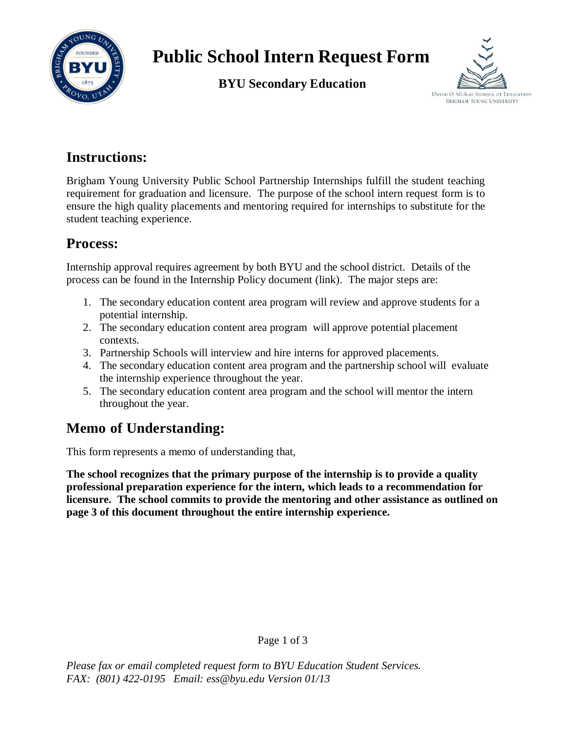# Public School Intern Request Form

**BYU Secondary Education**

## Instructions:

Brigham Young University Public School Partnership Internships fulfill the student teaching requirement for graduation and licensure. The purpose of the school intern request form is to ensure the high quality placements and mentoring required for internships to substitute for the student teaching experience.

## Process:

Internship approval requires agreement by both BYU and the school district. Details of the process can be found in the Internship Policy document (link). The major steps are:

1. The secondary education content area program will review and approve students for a potential internship.
2. The secondary education content area program will approve potential placement contexts.
3. Partnership Schools will interview and hire interns for approved placements.
4. The secondary education content area program and the partnership school will evaluate the internship experience throughout the year.
5. The secondary education content area program and the school will mentor the intern throughout the year.

## Memo of Understanding:

This form represents a memo of understanding that,

**The school recognizes that the primary purpose of the internship is to provide a quality professional preparation experience for the intern, which leads to a recommendation for licensure. The school commits to provide the mentoring and other assistance as outlined on page 3 of this document throughout the entire internship experience.**

*Please fax or email completed request form to BYU Education Student Services.*
*FAX: (801) 422-0195 Email: ess@byu.edu Version 01/13*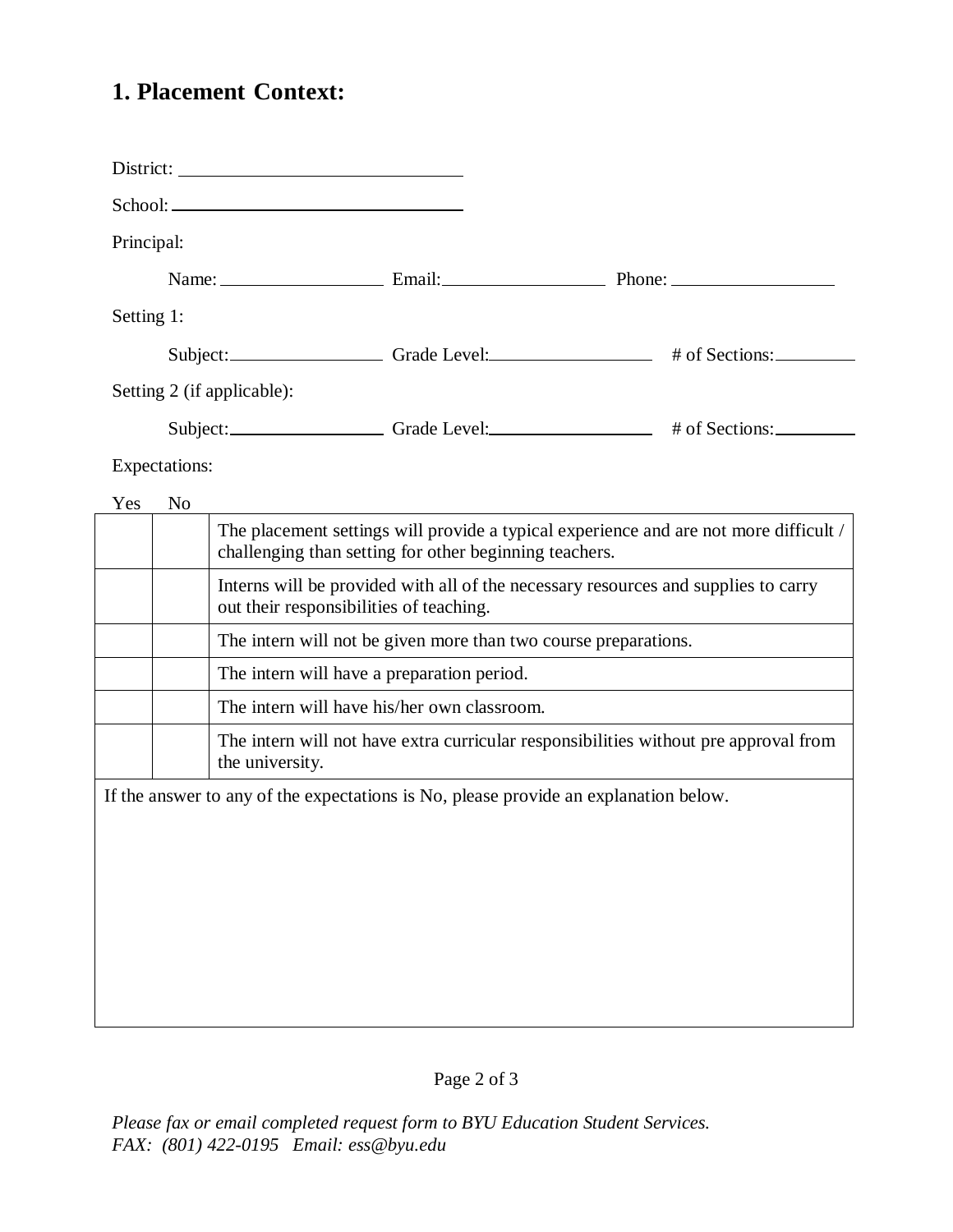## 1. Placement Context:

District: ______________________________

School: ______________________________

Principal:

Name: ________________ Email: ________________ Phone: ________________

Setting 1:

Subject: ________________ Grade Level: ________________ # of Sections: ________

Setting 2 (if applicable):

Subject: ________________ Grade Level: ________________ # of Sections: ________

Expectations:

| Yes | No | |
|---|---|---|
| | | The placement settings will provide a typical experience and are not more difficult / challenging than setting for other beginning teachers. |
| | | Interns will be provided with all of the necessary resources and supplies to carry out their responsibilities of teaching. |
| | | The intern will not be given more than two course preparations. |
| | | The intern will have a preparation period. |
| | | The intern will have his/her own classroom. |
| | | The intern will not have extra curricular responsibilities without pre approval from the university. |

If the answer to any of the expectations is No, please provide an explanation below.

*Please fax or email completed request form to BYU Education Student Services.*
*FAX: (801) 422-0195 Email: ess@byu.edu*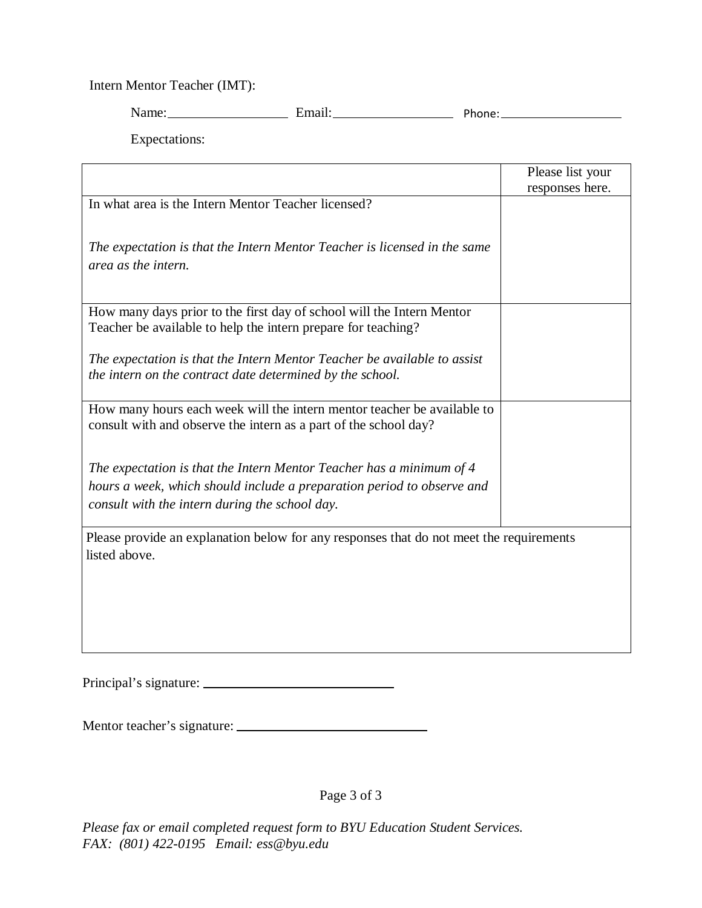Intern Mentor Teacher (IMT):

Name: ________________ Email: ________________ Phone: ________________

Expectations:

| | Please list your responses here. |
|---|---|
| In what area is the Intern Mentor Teacher licensed?<br><br>*The expectation is that the Intern Mentor Teacher is licensed in the same area as the intern.* | |
| How many days prior to the first day of school will the Intern Mentor Teacher be available to help the intern prepare for teaching?<br><br>*The expectation is that the Intern Mentor Teacher be available to assist the intern on the contract date determined by the school.* | |
| How many hours each week will the intern mentor teacher be available to consult with and observe the intern as a part of the school day?<br><br>*The expectation is that the Intern Mentor Teacher has a minimum of 4 hours a week, which should include a preparation period to observe and consult with the intern during the school day.* | |
| Please provide an explanation below for any responses that do not meet the requirements listed above. | |

Principal's signature: ____________________________

Mentor teacher's signature: ____________________________

*Please fax or email completed request form to BYU Education Student Services.*
*FAX: (801) 422-0195 Email: ess@byu.edu*